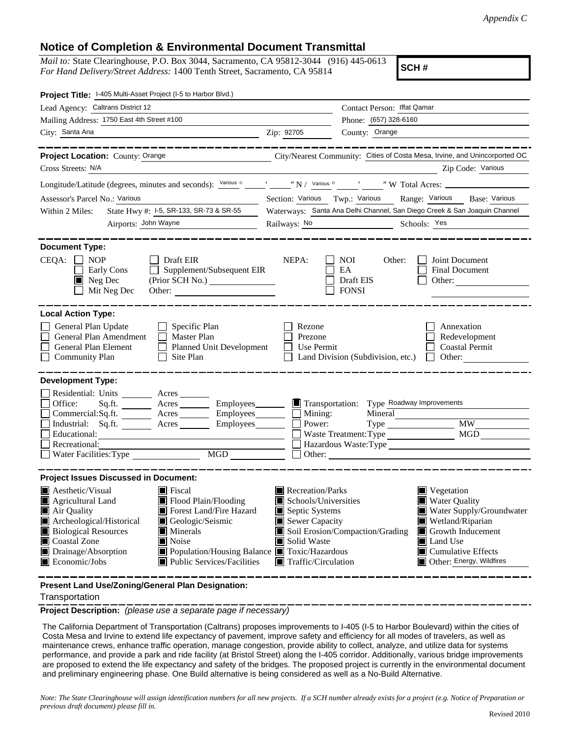*Appendix C*

## Notice of Completion & Environmental Document Transmittal

*Mail to:* State Clearinghouse, P.O. Box 3044, Sacramento, CA 95812-3044 (916) 445-0613
*For Hand Delivery/Street Address:* 1400 Tenth Street, Sacramento, CA 95814

**SCH #**

**Project Title:** I-405 Multi-Asset Project (I-5 to Harbor Blvd.)

Lead Agency: Caltrans District 12 — Contact Person: Iffat Qamar
Mailing Address: 1750 East 4th Street #100 — Phone: (657) 328-6160
City: Santa Ana — Zip: 92705 — County: Orange

**Project Location:** County: Orange — City/Nearest Community: Cities of Costa Mesa, Irvine, and Unincorported OC
Cross Streets: N/A — Zip Code: Various
Longitude/Latitude (degrees, minutes and seconds): Various ° ′ ″ N / Various ° ′ ″ W Total Acres:
Assessor's Parcel No.: Various — Section: Various Twp.: Various Range: Various Base: Various
Within 2 Miles: State Hwy #: I-5, SR-133, SR-73 & SR-55 — Waterways: Santa Ana Delhi Channel, San Diego Creek & San Joaquin Channel
Airports: John Wayne — Railways: No — Schools: Yes

**Document Type:**

CEQA: ☐ NOP ☐ Early Cons ☒ Neg Dec ☐ Mit Neg Dec ☐ Draft EIR ☐ Supplement/Subsequent EIR (Prior SCH No.) Other:
NEPA: ☐ NOI ☐ EA ☐ Draft EIS ☐ FONSI
Other: ☐ Joint Document ☐ Final Document ☐ Other:

**Local Action Type:**

☐ General Plan Update ☐ General Plan Amendment ☐ General Plan Element ☐ Community Plan ☐ Specific Plan ☐ Master Plan ☐ Planned Unit Development ☐ Site Plan ☐ Rezone ☐ Prezone ☐ Use Permit ☐ Land Division (Subdivision, etc.) ☐ Annexation ☐ Redevelopment ☐ Coastal Permit ☐ Other:

**Development Type:**

☐ Residential: Units Acres
☐ Office: Sq.ft. Acres Employees
☐ Commercial: Sq.ft. Acres Employees
☐ Industrial: Sq.ft. Acres Employees
☐ Educational:
☐ Recreational:
☐ Water Facilities: Type MGD
☒ Transportation: Type Roadway Improvements
☐ Mining: Mineral
☐ Power: Type MW
☐ Waste Treatment: Type MGD
☐ Hazardous Waste: Type
☐ Other:

**Project Issues Discussed in Document:**

☒ Aesthetic/Visual ☒ Agricultural Land ☒ Air Quality ☒ Archeological/Historical ☒ Biological Resources ☒ Coastal Zone ☒ Drainage/Absorption ☒ Economic/Jobs ☒ Fiscal ☒ Flood Plain/Flooding ☒ Forest Land/Fire Hazard ☒ Geologic/Seismic ☒ Minerals ☒ Noise ☒ Population/Housing Balance ☒ Public Services/Facilities ☒ Recreation/Parks ☒ Schools/Universities ☒ Septic Systems ☒ Sewer Capacity ☒ Soil Erosion/Compaction/Grading ☒ Solid Waste ☒ Toxic/Hazardous ☒ Traffic/Circulation ☒ Vegetation ☒ Water Quality ☒ Water Supply/Groundwater ☒ Wetland/Riparian ☒ Growth Inducement ☒ Land Use ☒ Cumulative Effects ☒ Other: Energy, Wildfires

**Present Land Use/Zoning/General Plan Designation:**

Transportation

**Project Description:** *(please use a separate page if necessary)*

The California Department of Transportation (Caltrans) proposes improvements to I-405 (I-5 to Harbor Boulevard) within the cities of Costa Mesa and Irvine to extend life expectancy of pavement, improve safety and efficiency for all modes of travelers, as well as maintenance crews, enhance traffic operation, manage congestion, provide ability to collect, analyze, and utilize data for systems performance, and provide a park and ride facility (at Bristol Street) along the I-405 corridor. Additionally, various bridge improvements are proposed to extend the life expectancy and safety of the bridges. The proposed project is currently in the environmental document and preliminary engineering phase. One Build alternative is being considered as well as a No-Build Alternative.

*Note: The State Clearinghouse will assign identification numbers for all new projects. If a SCH number already exists for a project (e.g. Notice of Preparation or previous draft document) please fill in.*

Revised 2010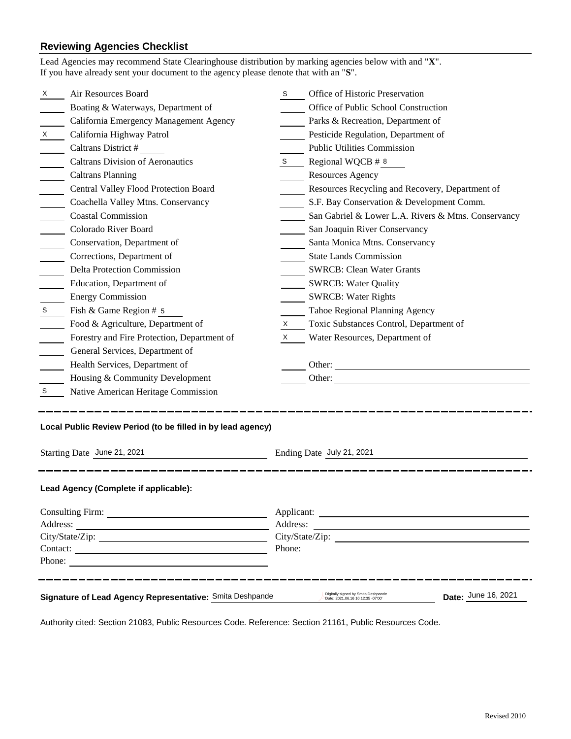## Reviewing Agencies Checklist

Lead Agencies may recommend State Clearinghouse distribution by marking agencies below with and "**X**".
If you have already sent your document to the agency please denote that with an "**S**".

| | | | |
|---|---|---|---|
| X | Air Resources Board | S | Office of Historic Preservation |
| | Boating & Waterways, Department of | | Office of Public School Construction |
| | California Emergency Management Agency | | Parks & Recreation, Department of |
| X | California Highway Patrol | | Pesticide Regulation, Department of |
| | Caltrans District # | | Public Utilities Commission |
| | Caltrans Division of Aeronautics | S | Regional WQCB # 8 |
| | Caltrans Planning | | Resources Agency |
| | Central Valley Flood Protection Board | | Resources Recycling and Recovery, Department of |
| | Coachella Valley Mtns. Conservancy | | S.F. Bay Conservation & Development Comm. |
| | Coastal Commission | | San Gabriel & Lower L.A. Rivers & Mtns. Conservancy |
| | Colorado River Board | | San Joaquin River Conservancy |
| | Conservation, Department of | | Santa Monica Mtns. Conservancy |
| | Corrections, Department of | | State Lands Commission |
| | Delta Protection Commission | | SWRCB: Clean Water Grants |
| | Education, Department of | | SWRCB: Water Quality |
| | Energy Commission | | SWRCB: Water Rights |
| S | Fish & Game Region # 5 | | Tahoe Regional Planning Agency |
| | Food & Agriculture, Department of | X | Toxic Substances Control, Department of |
| | Forestry and Fire Protection, Department of | X | Water Resources, Department of |
| | General Services, Department of | | |
| | Health Services, Department of | | Other: |
| | Housing & Community Development | | Other: |
| S | Native American Heritage Commission | | |

---

**Local Public Review Period (to be filled in by lead agency)**

Starting Date June 21, 2021 &nbsp;&nbsp;&nbsp;&nbsp; Ending Date July 21, 2021

---

**Lead Agency (Complete if applicable):**

Consulting Firm:
Address:
City/State/Zip:
Contact:
Phone:

Applicant:
Address:
City/State/Zip:
Phone:

---

**Signature of Lead Agency Representative:** Smita Deshpande &nbsp; Digitally signed by Smita Deshpande Date: 2021.06.16 10:12:35 -07'00' &nbsp;&nbsp; **Date:** June 16, 2021

Authority cited: Section 21083, Public Resources Code. Reference: Section 21161, Public Resources Code.

Revised 2010